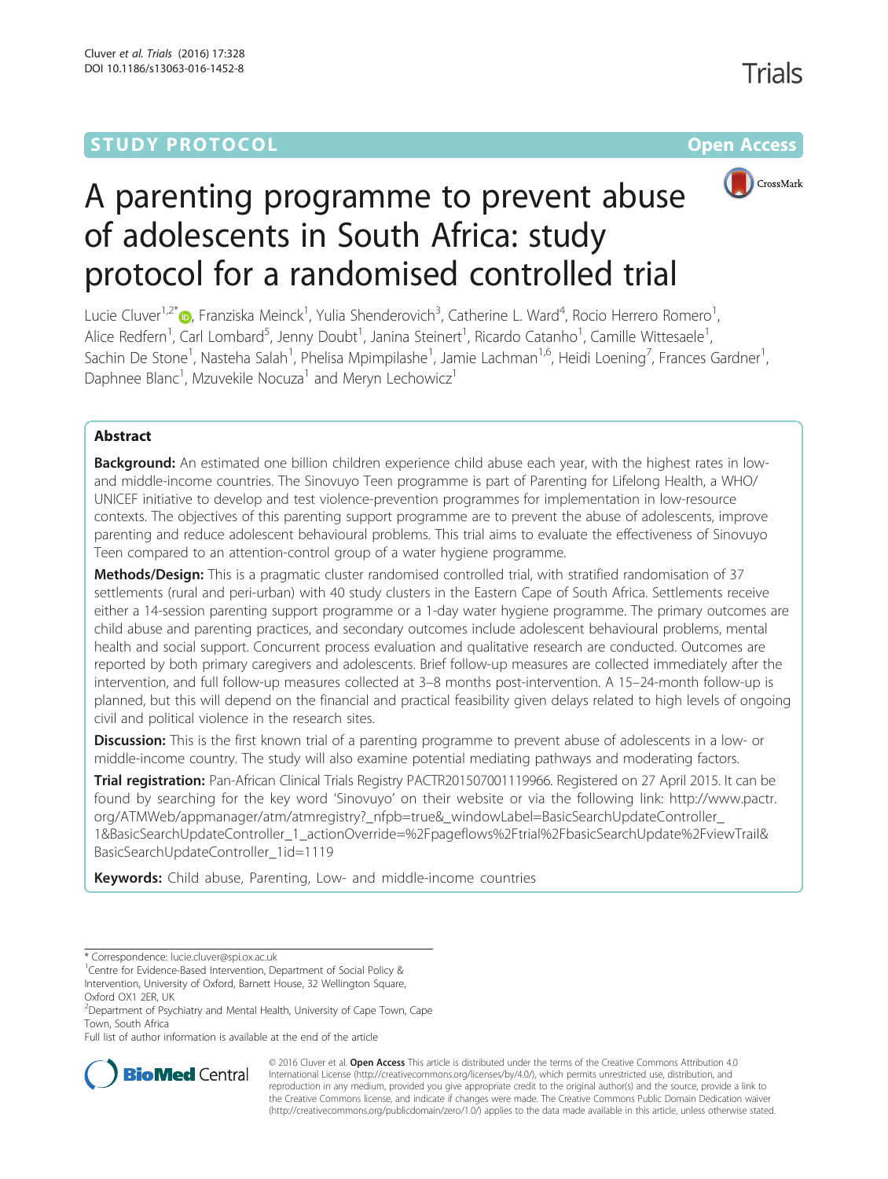STUDY PROTOCOL

Open Access

# A parenting programme to prevent abuse of adolescents in South Africa: study protocol for a randomised controlled trial

Lucie Cluver[1,2*], Franziska Meinck[1], Yulia Shenderovich[3], Catherine L. Ward[4], Rocio Herrero Romero[1], Alice Redfern[1], Carl Lombard[5], Jenny Doubt[1], Janina Steinert[1], Ricardo Catanho[1], Camille Wittesaele[1], Sachin De Stone[1], Nasteha Salah[1], Phelisa Mpimpilashe[1], Jamie Lachman[1,6], Heidi Loening[7], Frances Gardner[1], Daphnee Blanc[1], Mzuvekile Nocuza[1] and Meryn Lechowicz[1]

## Abstract

**Background:** An estimated one billion children experience child abuse each year, with the highest rates in low- and middle-income countries. The Sinovuyo Teen programme is part of Parenting for Lifelong Health, a WHO/UNICEF initiative to develop and test violence-prevention programmes for implementation in low-resource contexts. The objectives of this parenting support programme are to prevent the abuse of adolescents, improve parenting and reduce adolescent behavioural problems. This trial aims to evaluate the effectiveness of Sinovuyo Teen compared to an attention-control group of a water hygiene programme.

**Methods/Design:** This is a pragmatic cluster randomised controlled trial, with stratified randomisation of 37 settlements (rural and peri-urban) with 40 study clusters in the Eastern Cape of South Africa. Settlements receive either a 14-session parenting support programme or a 1-day water hygiene programme. The primary outcomes are child abuse and parenting practices, and secondary outcomes include adolescent behavioural problems, mental health and social support. Concurrent process evaluation and qualitative research are conducted. Outcomes are reported by both primary caregivers and adolescents. Brief follow-up measures are collected immediately after the intervention, and full follow-up measures collected at 3–8 months post-intervention. A 15–24-month follow-up is planned, but this will depend on the financial and practical feasibility given delays related to high levels of ongoing civil and political violence in the research sites.

**Discussion:** This is the first known trial of a parenting programme to prevent abuse of adolescents in a low- or middle-income country. The study will also examine potential mediating pathways and moderating factors.

**Trial registration:** Pan-African Clinical Trials Registry PACTR201507001119966. Registered on 27 April 2015. It can be found by searching for the key word 'Sinovuyo' on their website or via the following link: http://www.pactr.org/ATMWeb/appmanager/atm/atmregistry?_nfpb=true&_windowLabel=BasicSearchUpdateController_1&BasicSearchUpdateController_1_actionOverride=%2Fpageflows%2Ftrial%2FbasicSearchUpdate%2FviewTrail&BasicSearchUpdateController_1id=1119

**Keywords:** Child abuse, Parenting, Low- and middle-income countries

---

* Correspondence: lucie.cluver@spi.ox.ac.uk
[1]Centre for Evidence-Based Intervention, Department of Social Policy & Intervention, University of Oxford, Barnett House, 32 Wellington Square, Oxford OX1 2ER, UK
[2]Department of Psychiatry and Mental Health, University of Cape Town, Cape Town, South Africa
Full list of author information is available at the end of the article

© 2016 Cluver et al. **Open Access** This article is distributed under the terms of the Creative Commons Attribution 4.0 International License (http://creativecommons.org/licenses/by/4.0/), which permits unrestricted use, distribution, and reproduction in any medium, provided you give appropriate credit to the original author(s) and the source, provide a link to the Creative Commons license, and indicate if changes were made. The Creative Commons Public Domain Dedication waiver (http://creativecommons.org/publicdomain/zero/1.0/) applies to the data made available in this article, unless otherwise stated.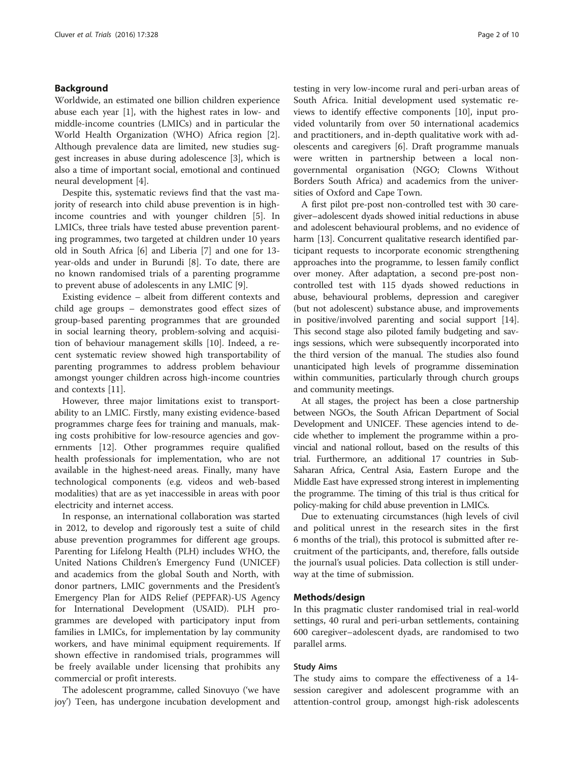## Background

Worldwide, an estimated one billion children experience abuse each year [1], with the highest rates in low- and middle-income countries (LMICs) and in particular the World Health Organization (WHO) Africa region [2]. Although prevalence data are limited, new studies suggest increases in abuse during adolescence [3], which is also a time of important social, emotional and continued neural development [4].

Despite this, systematic reviews find that the vast majority of research into child abuse prevention is in high-income countries and with younger children [5]. In LMICs, three trials have tested abuse prevention parenting programmes, two targeted at children under 10 years old in South Africa [6] and Liberia [7] and one for 13-year-olds and under in Burundi [8]. To date, there are no known randomised trials of a parenting programme to prevent abuse of adolescents in any LMIC [9].

Existing evidence – albeit from different contexts and child age groups – demonstrates good effect sizes of group-based parenting programmes that are grounded in social learning theory, problem-solving and acquisition of behaviour management skills [10]. Indeed, a recent systematic review showed high transportability of parenting programmes to address problem behaviour amongst younger children across high-income countries and contexts [11].

However, three major limitations exist to transportability to an LMIC. Firstly, many existing evidence-based programmes charge fees for training and manuals, making costs prohibitive for low-resource agencies and governments [12]. Other programmes require qualified health professionals for implementation, who are not available in the highest-need areas. Finally, many have technological components (e.g. videos and web-based modalities) that are as yet inaccessible in areas with poor electricity and internet access.

In response, an international collaboration was started in 2012, to develop and rigorously test a suite of child abuse prevention programmes for different age groups. Parenting for Lifelong Health (PLH) includes WHO, the United Nations Children's Emergency Fund (UNICEF) and academics from the global South and North, with donor partners, LMIC governments and the President's Emergency Plan for AIDS Relief (PEPFAR)-US Agency for International Development (USAID). PLH programmes are developed with participatory input from families in LMICs, for implementation by lay community workers, and have minimal equipment requirements. If shown effective in randomised trials, programmes will be freely available under licensing that prohibits any commercial or profit interests.

The adolescent programme, called Sinovuyo ('we have joy') Teen, has undergone incubation development and testing in very low-income rural and peri-urban areas of South Africa. Initial development used systematic reviews to identify effective components [10], input provided voluntarily from over 50 international academics and practitioners, and in-depth qualitative work with adolescents and caregivers [6]. Draft programme manuals were written in partnership between a local non-governmental organisation (NGO; Clowns Without Borders South Africa) and academics from the universities of Oxford and Cape Town.

A first pilot pre-post non-controlled test with 30 caregiver–adolescent dyads showed initial reductions in abuse and adolescent behavioural problems, and no evidence of harm [13]. Concurrent qualitative research identified participant requests to incorporate economic strengthening approaches into the programme, to lessen family conflict over money. After adaptation, a second pre-post non-controlled test with 115 dyads showed reductions in abuse, behavioural problems, depression and caregiver (but not adolescent) substance abuse, and improvements in positive/involved parenting and social support [14]. This second stage also piloted family budgeting and savings sessions, which were subsequently incorporated into the third version of the manual. The studies also found unanticipated high levels of programme dissemination within communities, particularly through church groups and community meetings.

At all stages, the project has been a close partnership between NGOs, the South African Department of Social Development and UNICEF. These agencies intend to decide whether to implement the programme within a provincial and national rollout, based on the results of this trial. Furthermore, an additional 17 countries in Sub-Saharan Africa, Central Asia, Eastern Europe and the Middle East have expressed strong interest in implementing the programme. The timing of this trial is thus critical for policy-making for child abuse prevention in LMICs.

Due to extenuating circumstances (high levels of civil and political unrest in the research sites in the first 6 months of the trial), this protocol is submitted after recruitment of the participants, and, therefore, falls outside the journal's usual policies. Data collection is still underway at the time of submission.

## Methods/design

In this pragmatic cluster randomised trial in real-world settings, 40 rural and peri-urban settlements, containing 600 caregiver–adolescent dyads, are randomised to two parallel arms.

### Study Aims

The study aims to compare the effectiveness of a 14-session caregiver and adolescent programme with an attention-control group, amongst high-risk adolescents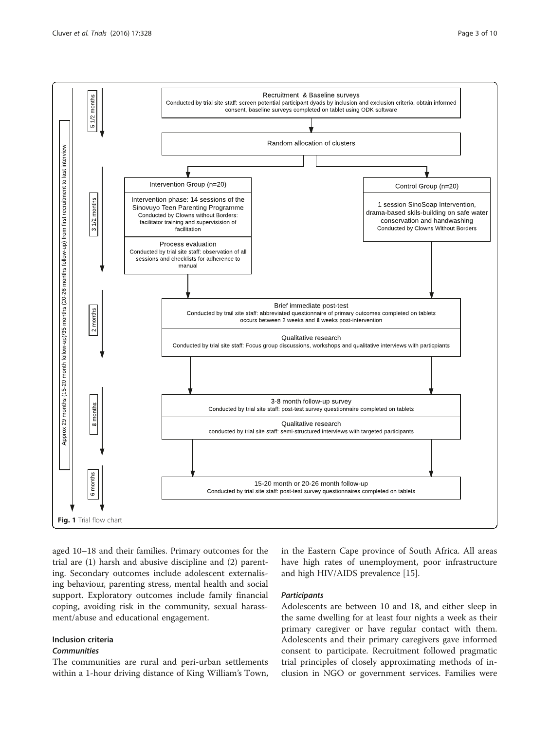Recruitment & Baseline surveys
Conducted by trial site staff: screen potential participant dyads by inclusion and exclusion criteria, obtain informed consent, baseline surveys completed on tablet using ODK software

Random allocation of clusters

Intervention Group (n=20)

Intervention phase: 14 sessions of the Sinovuyo Teen Parenting Programme
Conducted by Clowns without Borders: facilitator training and supervisision of facilitation

Process evaluation
Conducted by trial site staff: observation of all sessions and checklists for adherence to manual

Control Group (n=20)

1 session SinoSoap Intervention, drama-based skils-building on safe water conservation and handwashing
Conducted by Clowns Without Borders

Brief immediate post-test
Conducted by trail site staff: abbreviated questionnaire of primary outcomes completed on tablets occurs between 2 weeks and 8 weeks post-intervention

Qualitative research
Conducted by trial site staff: Focus group discussions, workshops and qualitative interviews with particpiants

3-8 month follow-up survey
Conducted by trial site staff: post-test survey questionnaire completed on tablets

Qualitative research
conducted by trial site staff: semi-structured interviews with targeted participants

15-20 month or 20-26 month follow-up
Conducted by trial site staff: post-test survey questionnaires completed on tablets

5 1/2 months; 3 1/2 months; 2 months; 8 months; 6 months

Approx 29 months (15-20 month follow-up)/35 months (20-26 months follow-up) from first recruitment to last interview

**Fig. 1** Trial flow chart

aged 10–18 and their families. Primary outcomes for the trial are (1) harsh and abusive discipline and (2) parenting. Secondary outcomes include adolescent externalising behaviour, parenting stress, mental health and social support. Exploratory outcomes include family financial coping, avoiding risk in the community, sexual harassment/abuse and educational engagement.

## Inclusion criteria

### *Communities*

The communities are rural and peri-urban settlements within a 1-hour driving distance of King William's Town, in the Eastern Cape province of South Africa. All areas have high rates of unemployment, poor infrastructure and high HIV/AIDS prevalence [15].

### *Participants*

Adolescents are between 10 and 18, and either sleep in the same dwelling for at least four nights a week as their primary caregiver or have regular contact with them. Adolescents and their primary caregivers gave informed consent to participate. Recruitment followed pragmatic trial principles of closely approximating methods of inclusion in NGO or government services. Families were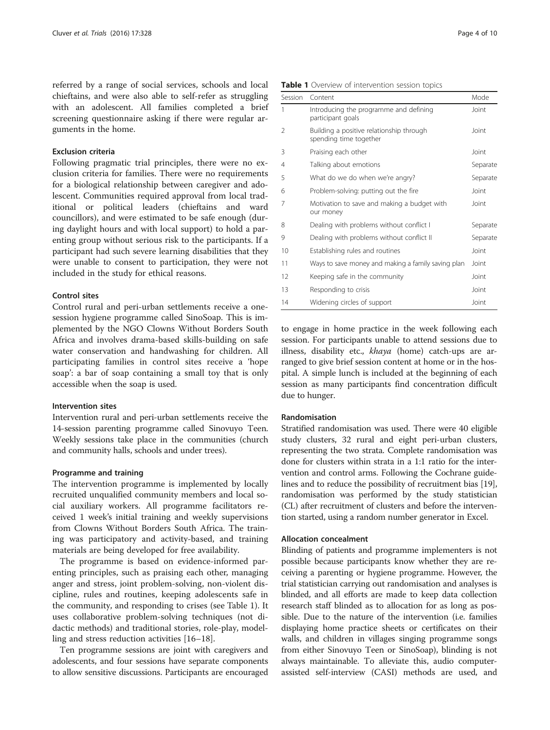referred by a range of social services, schools and local chieftains, and were also able to self-refer as struggling with an adolescent. All families completed a brief screening questionnaire asking if there were regular arguments in the home.

### Exclusion criteria

Following pragmatic trial principles, there were no exclusion criteria for families. There were no requirements for a biological relationship between caregiver and adolescent. Communities required approval from local traditional or political leaders (chieftains and ward councillors), and were estimated to be safe enough (during daylight hours and with local support) to hold a parenting group without serious risk to the participants. If a participant had such severe learning disabilities that they were unable to consent to participation, they were not included in the study for ethical reasons.

### Control sites

Control rural and peri-urban settlements receive a one-session hygiene programme called SinoSoap. This is implemented by the NGO Clowns Without Borders South Africa and involves drama-based skills-building on safe water conservation and handwashing for children. All participating families in control sites receive a 'hope soap': a bar of soap containing a small toy that is only accessible when the soap is used.

### Intervention sites

Intervention rural and peri-urban settlements receive the 14-session parenting programme called Sinovuyo Teen. Weekly sessions take place in the communities (church and community halls, schools and under trees).

### Programme and training

The intervention programme is implemented by locally recruited unqualified community members and local social auxiliary workers. All programme facilitators received 1 week's initial training and weekly supervisions from Clowns Without Borders South Africa. The training was participatory and activity-based, and training materials are being developed for free availability.

The programme is based on evidence-informed parenting principles, such as praising each other, managing anger and stress, joint problem-solving, non-violent discipline, rules and routines, keeping adolescents safe in the community, and responding to crises (see Table 1). It uses collaborative problem-solving techniques (not didactic methods) and traditional stories, role-play, modelling and stress reduction activities [16–18].

Ten programme sessions are joint with caregivers and adolescents, and four sessions have separate components to allow sensitive discussions. Participants are encouraged to engage in home practice in the week following each session. For participants unable to attend sessions due to illness, disability etc., *khaya* (home) catch-ups are arranged to give brief session content at home or in the hospital. A simple lunch is included at the beginning of each session as many participants find concentration difficult due to hunger.

**Table 1** Overview of intervention session topics

| Session | Content | Mode |
|---|---|---|
| 1 | Introducing the programme and defining participant goals | Joint |
| 2 | Building a positive relationship through spending time together | Joint |
| 3 | Praising each other | Joint |
| 4 | Talking about emotions | Separate |
| 5 | What do we do when we're angry? | Separate |
| 6 | Problem-solving: putting out the fire | Joint |
| 7 | Motivation to save and making a budget with our money | Joint |
| 8 | Dealing with problems without conflict I | Separate |
| 9 | Dealing with problems without conflict II | Separate |
| 10 | Establishing rules and routines | Joint |
| 11 | Ways to save money and making a family saving plan | Joint |
| 12 | Keeping safe in the community | Joint |
| 13 | Responding to crisis | Joint |
| 14 | Widening circles of support | Joint |

### Randomisation

Stratified randomisation was used. There were 40 eligible study clusters, 32 rural and eight peri-urban clusters, representing the two strata. Complete randomisation was done for clusters within strata in a 1:1 ratio for the intervention and control arms. Following the Cochrane guidelines and to reduce the possibility of recruitment bias [19], randomisation was performed by the study statistician (CL) after recruitment of clusters and before the intervention started, using a random number generator in Excel.

### Allocation concealment

Blinding of patients and programme implementers is not possible because participants know whether they are receiving a parenting or hygiene programme. However, the trial statistician carrying out randomisation and analyses is blinded, and all efforts are made to keep data collection research staff blinded as to allocation for as long as possible. Due to the nature of the intervention (i.e. families displaying home practice sheets or certificates on their walls, and children in villages singing programme songs from either Sinovuyo Teen or SinoSoap), blinding is not always maintainable. To alleviate this, audio computer-assisted self-interview (CASI) methods are used, and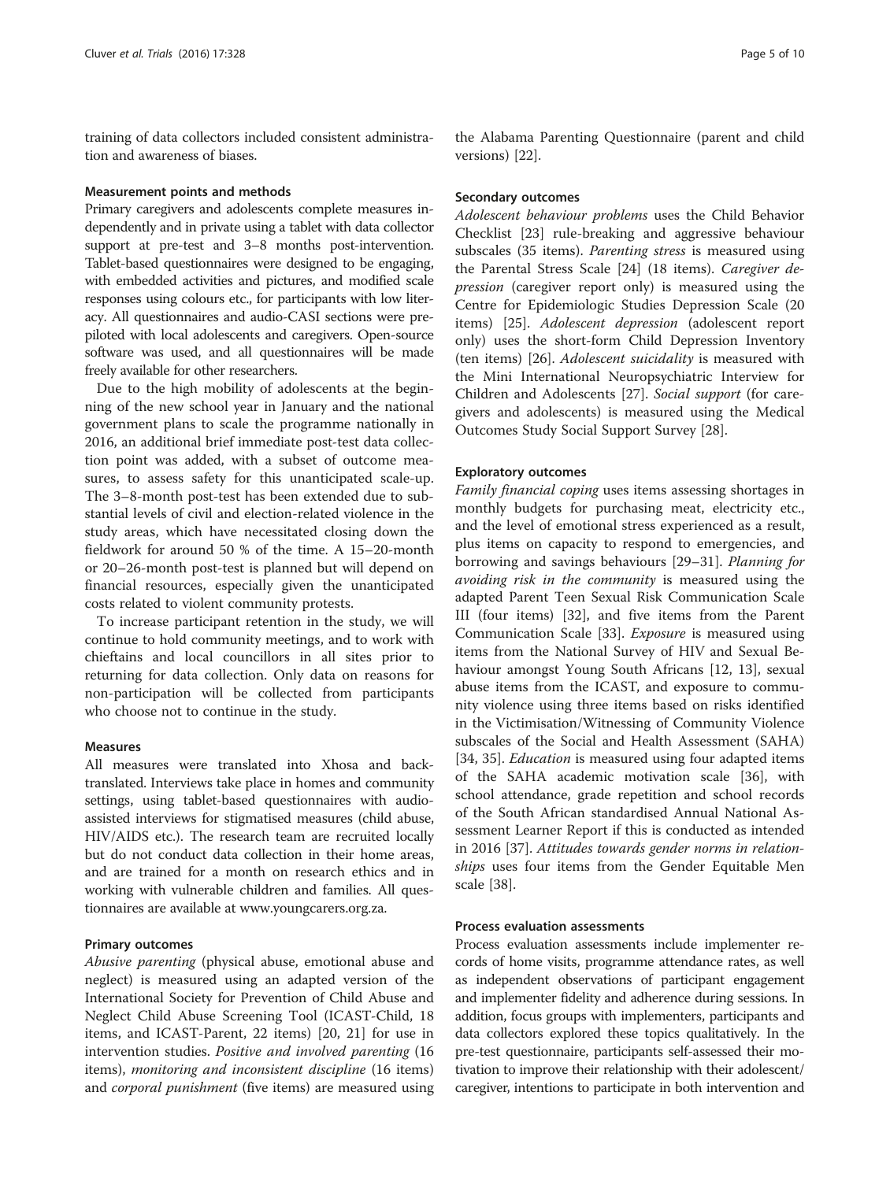training of data collectors included consistent administration and awareness of biases.

### Measurement points and methods

Primary caregivers and adolescents complete measures independently and in private using a tablet with data collector support at pre-test and 3–8 months post-intervention. Tablet-based questionnaires were designed to be engaging, with embedded activities and pictures, and modified scale responses using colours etc., for participants with low literacy. All questionnaires and audio-CASI sections were pre-piloted with local adolescents and caregivers. Open-source software was used, and all questionnaires will be made freely available for other researchers.

Due to the high mobility of adolescents at the beginning of the new school year in January and the national government plans to scale the programme nationally in 2016, an additional brief immediate post-test data collection point was added, with a subset of outcome measures, to assess safety for this unanticipated scale-up. The 3–8-month post-test has been extended due to substantial levels of civil and election-related violence in the study areas, which have necessitated closing down the fieldwork for around 50 % of the time. A 15–20-month or 20–26-month post-test is planned but will depend on financial resources, especially given the unanticipated costs related to violent community protests.

To increase participant retention in the study, we will continue to hold community meetings, and to work with chieftains and local councillors in all sites prior to returning for data collection. Only data on reasons for non-participation will be collected from participants who choose not to continue in the study.

### Measures

All measures were translated into Xhosa and back-translated. Interviews take place in homes and community settings, using tablet-based questionnaires with audio-assisted interviews for stigmatised measures (child abuse, HIV/AIDS etc.). The research team are recruited locally but do not conduct data collection in their home areas, and are trained for a month on research ethics and in working with vulnerable children and families. All questionnaires are available at www.youngcarers.org.za.

### Primary outcomes

*Abusive parenting* (physical abuse, emotional abuse and neglect) is measured using an adapted version of the International Society for Prevention of Child Abuse and Neglect Child Abuse Screening Tool (ICAST-Child, 18 items, and ICAST-Parent, 22 items) [20, 21] for use in intervention studies. *Positive and involved parenting* (16 items), *monitoring and inconsistent discipline* (16 items) and *corporal punishment* (five items) are measured using the Alabama Parenting Questionnaire (parent and child versions) [22].

### Secondary outcomes

*Adolescent behaviour problems* uses the Child Behavior Checklist [23] rule-breaking and aggressive behaviour subscales (35 items). *Parenting stress* is measured using the Parental Stress Scale [24] (18 items). *Caregiver depression* (caregiver report only) is measured using the Centre for Epidemiologic Studies Depression Scale (20 items) [25]. *Adolescent depression* (adolescent report only) uses the short-form Child Depression Inventory (ten items) [26]. *Adolescent suicidality* is measured with the Mini International Neuropsychiatric Interview for Children and Adolescents [27]. *Social support* (for caregivers and adolescents) is measured using the Medical Outcomes Study Social Support Survey [28].

### Exploratory outcomes

*Family financial coping* uses items assessing shortages in monthly budgets for purchasing meat, electricity etc., and the level of emotional stress experienced as a result, plus items on capacity to respond to emergencies, and borrowing and savings behaviours [29–31]. *Planning for avoiding risk in the community* is measured using the adapted Parent Teen Sexual Risk Communication Scale III (four items) [32], and five items from the Parent Communication Scale [33]. *Exposure* is measured using items from the National Survey of HIV and Sexual Behaviour amongst Young South Africans [12, 13], sexual abuse items from the ICAST, and exposure to community violence using three items based on risks identified in the Victimisation/Witnessing of Community Violence subscales of the Social and Health Assessment (SAHA) [34, 35]. *Education* is measured using four adapted items of the SAHA academic motivation scale [36], with school attendance, grade repetition and school records of the South African standardised Annual National Assessment Learner Report if this is conducted as intended in 2016 [37]. *Attitudes towards gender norms in relationships* uses four items from the Gender Equitable Men scale [38].

### Process evaluation assessments

Process evaluation assessments include implementer records of home visits, programme attendance rates, as well as independent observations of participant engagement and implementer fidelity and adherence during sessions. In addition, focus groups with implementers, participants and data collectors explored these topics qualitatively. In the pre-test questionnaire, participants self-assessed their motivation to improve their relationship with their adolescent/caregiver, intentions to participate in both intervention and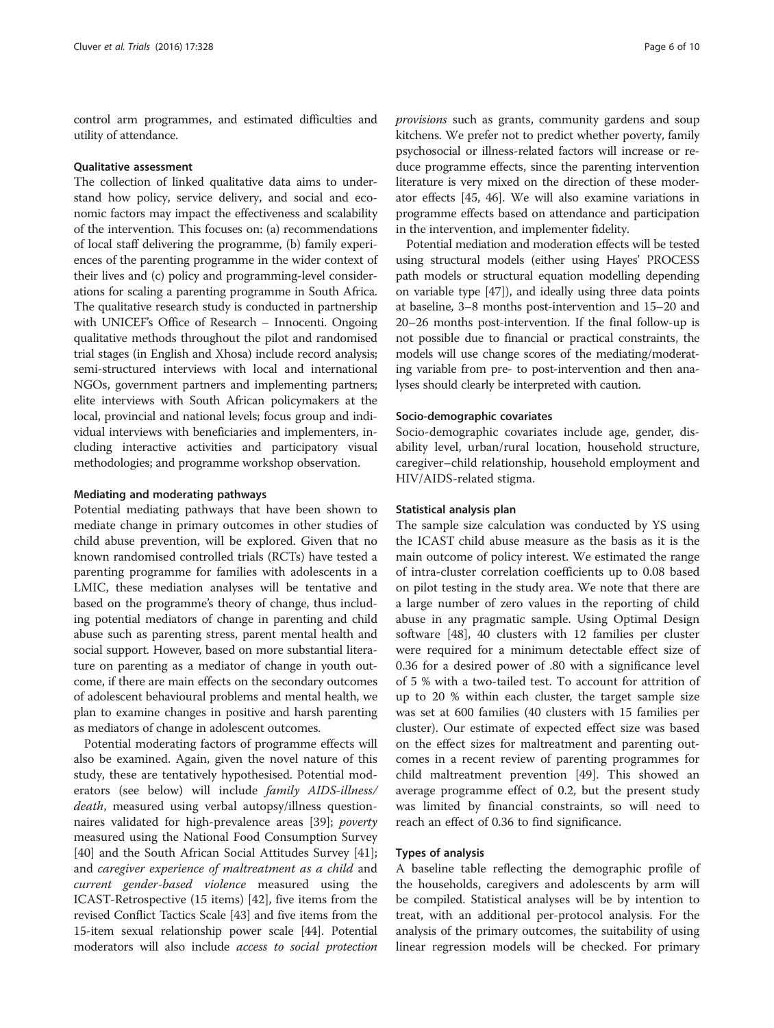control arm programmes, and estimated difficulties and utility of attendance.

### Qualitative assessment

The collection of linked qualitative data aims to understand how policy, service delivery, and social and economic factors may impact the effectiveness and scalability of the intervention. This focuses on: (a) recommendations of local staff delivering the programme, (b) family experiences of the parenting programme in the wider context of their lives and (c) policy and programming-level considerations for scaling a parenting programme in South Africa. The qualitative research study is conducted in partnership with UNICEF's Office of Research – Innocenti. Ongoing qualitative methods throughout the pilot and randomised trial stages (in English and Xhosa) include record analysis; semi-structured interviews with local and international NGOs, government partners and implementing partners; elite interviews with South African policymakers at the local, provincial and national levels; focus group and individual interviews with beneficiaries and implementers, including interactive activities and participatory visual methodologies; and programme workshop observation.

### Mediating and moderating pathways

Potential mediating pathways that have been shown to mediate change in primary outcomes in other studies of child abuse prevention, will be explored. Given that no known randomised controlled trials (RCTs) have tested a parenting programme for families with adolescents in a LMIC, these mediation analyses will be tentative and based on the programme's theory of change, thus including potential mediators of change in parenting and child abuse such as parenting stress, parent mental health and social support. However, based on more substantial literature on parenting as a mediator of change in youth outcome, if there are main effects on the secondary outcomes of adolescent behavioural problems and mental health, we plan to examine changes in positive and harsh parenting as mediators of change in adolescent outcomes.

Potential moderating factors of programme effects will also be examined. Again, given the novel nature of this study, these are tentatively hypothesised. Potential moderators (see below) will include *family AIDS-illness/death*, measured using verbal autopsy/illness questionnaires validated for high-prevalence areas [39]; *poverty* measured using the National Food Consumption Survey [40] and the South African Social Attitudes Survey [41]; and *caregiver experience of maltreatment as a child* and *current gender-based violence* measured using the ICAST-Retrospective (15 items) [42], five items from the revised Conflict Tactics Scale [43] and five items from the 15-item sexual relationship power scale [44]. Potential moderators will also include *access to social protection provisions* such as grants, community gardens and soup kitchens. We prefer not to predict whether poverty, family psychosocial or illness-related factors will increase or reduce programme effects, since the parenting intervention literature is very mixed on the direction of these moderator effects [45, 46]. We will also examine variations in programme effects based on attendance and participation in the intervention, and implementer fidelity.

Potential mediation and moderation effects will be tested using structural models (either using Hayes' PROCESS path models or structural equation modelling depending on variable type [47]), and ideally using three data points at baseline, 3–8 months post-intervention and 15–20 and 20–26 months post-intervention. If the final follow-up is not possible due to financial or practical constraints, the models will use change scores of the mediating/moderating variable from pre- to post-intervention and then analyses should clearly be interpreted with caution.

### Socio-demographic covariates

Socio-demographic covariates include age, gender, disability level, urban/rural location, household structure, caregiver–child relationship, household employment and HIV/AIDS-related stigma.

### Statistical analysis plan

The sample size calculation was conducted by YS using the ICAST child abuse measure as the basis as it is the main outcome of policy interest. We estimated the range of intra-cluster correlation coefficients up to 0.08 based on pilot testing in the study area. We note that there are a large number of zero values in the reporting of child abuse in any pragmatic sample. Using Optimal Design software [48], 40 clusters with 12 families per cluster were required for a minimum detectable effect size of 0.36 for a desired power of .80 with a significance level of 5 % with a two-tailed test. To account for attrition of up to 20 % within each cluster, the target sample size was set at 600 families (40 clusters with 15 families per cluster). Our estimate of expected effect size was based on the effect sizes for maltreatment and parenting outcomes in a recent review of parenting programmes for child maltreatment prevention [49]. This showed an average programme effect of 0.2, but the present study was limited by financial constraints, so will need to reach an effect of 0.36 to find significance.

### Types of analysis

A baseline table reflecting the demographic profile of the households, caregivers and adolescents by arm will be compiled. Statistical analyses will be by intention to treat, with an additional per-protocol analysis. For the analysis of the primary outcomes, the suitability of using linear regression models will be checked. For primary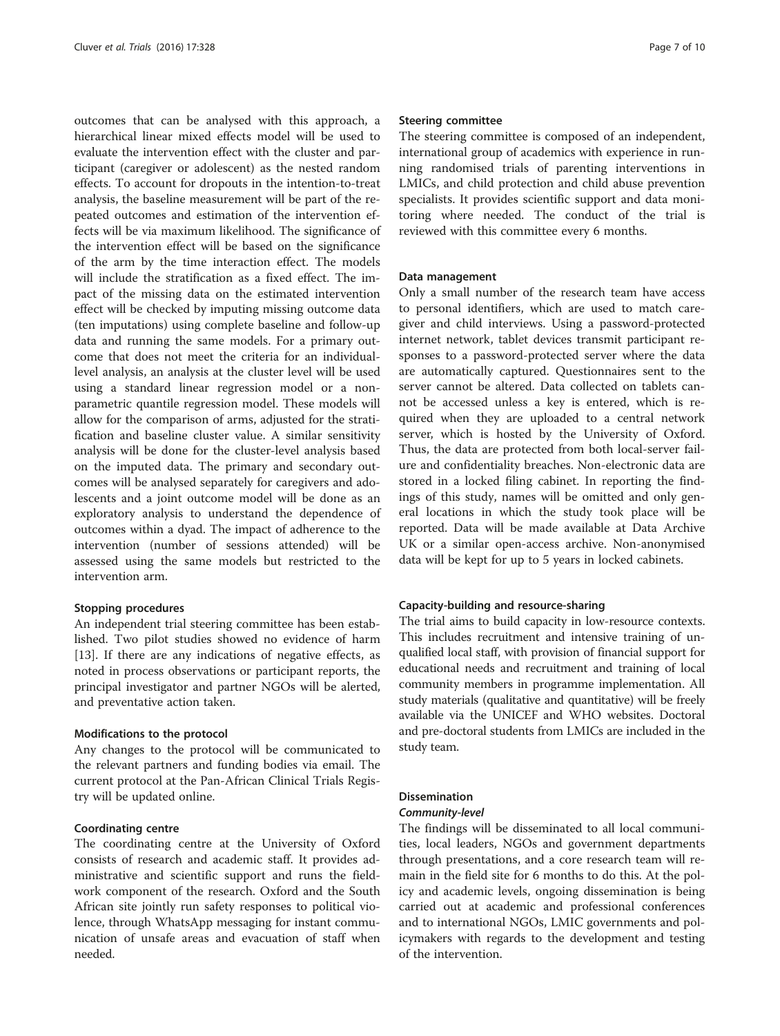outcomes that can be analysed with this approach, a hierarchical linear mixed effects model will be used to evaluate the intervention effect with the cluster and participant (caregiver or adolescent) as the nested random effects. To account for dropouts in the intention-to-treat analysis, the baseline measurement will be part of the repeated outcomes and estimation of the intervention effects will be via maximum likelihood. The significance of the intervention effect will be based on the significance of the arm by the time interaction effect. The models will include the stratification as a fixed effect. The impact of the missing data on the estimated intervention effect will be checked by imputing missing outcome data (ten imputations) using complete baseline and follow-up data and running the same models. For a primary outcome that does not meet the criteria for an individual-level analysis, an analysis at the cluster level will be used using a standard linear regression model or a non-parametric quantile regression model. These models will allow for the comparison of arms, adjusted for the stratification and baseline cluster value. A similar sensitivity analysis will be done for the cluster-level analysis based on the imputed data. The primary and secondary outcomes will be analysed separately for caregivers and adolescents and a joint outcome model will be done as an exploratory analysis to understand the dependence of outcomes within a dyad. The impact of adherence to the intervention (number of sessions attended) will be assessed using the same models but restricted to the intervention arm.

#### Stopping procedures

An independent trial steering committee has been established. Two pilot studies showed no evidence of harm [13]. If there are any indications of negative effects, as noted in process observations or participant reports, the principal investigator and partner NGOs will be alerted, and preventative action taken.

#### Modifications to the protocol

Any changes to the protocol will be communicated to the relevant partners and funding bodies via email. The current protocol at the Pan-African Clinical Trials Registry will be updated online.

#### Coordinating centre

The coordinating centre at the University of Oxford consists of research and academic staff. It provides administrative and scientific support and runs the fieldwork component of the research. Oxford and the South African site jointly run safety responses to political violence, through WhatsApp messaging for instant communication of unsafe areas and evacuation of staff when needed.

#### Steering committee

The steering committee is composed of an independent, international group of academics with experience in running randomised trials of parenting interventions in LMICs, and child protection and child abuse prevention specialists. It provides scientific support and data monitoring where needed. The conduct of the trial is reviewed with this committee every 6 months.

#### Data management

Only a small number of the research team have access to personal identifiers, which are used to match caregiver and child interviews. Using a password-protected internet network, tablet devices transmit participant responses to a password-protected server where the data are automatically captured. Questionnaires sent to the server cannot be altered. Data collected on tablets cannot be accessed unless a key is entered, which is required when they are uploaded to a central network server, which is hosted by the University of Oxford. Thus, the data are protected from both local-server failure and confidentiality breaches. Non-electronic data are stored in a locked filing cabinet. In reporting the findings of this study, names will be omitted and only general locations in which the study took place will be reported. Data will be made available at Data Archive UK or a similar open-access archive. Non-anonymised data will be kept for up to 5 years in locked cabinets.

#### Capacity-building and resource-sharing

The trial aims to build capacity in low-resource contexts. This includes recruitment and intensive training of unqualified local staff, with provision of financial support for educational needs and recruitment and training of local community members in programme implementation. All study materials (qualitative and quantitative) will be freely available via the UNICEF and WHO websites. Doctoral and pre-doctoral students from LMICs are included in the study team.

#### Dissemination

##### *Community-level*

The findings will be disseminated to all local communities, local leaders, NGOs and government departments through presentations, and a core research team will remain in the field site for 6 months to do this. At the policy and academic levels, ongoing dissemination is being carried out at academic and professional conferences and to international NGOs, LMIC governments and policymakers with regards to the development and testing of the intervention.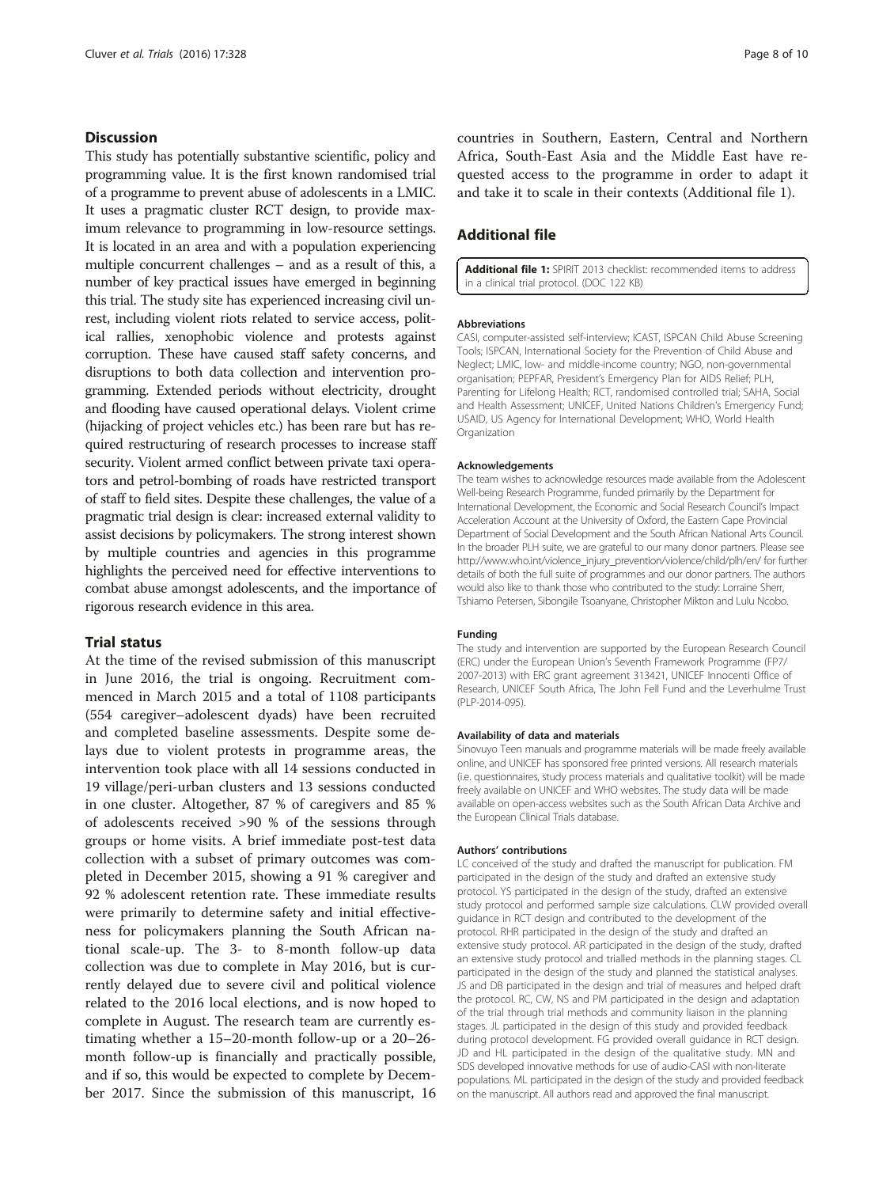## Discussion

This study has potentially substantive scientific, policy and programming value. It is the first known randomised trial of a programme to prevent abuse of adolescents in a LMIC. It uses a pragmatic cluster RCT design, to provide maximum relevance to programming in low-resource settings. It is located in an area and with a population experiencing multiple concurrent challenges – and as a result of this, a number of key practical issues have emerged in beginning this trial. The study site has experienced increasing civil unrest, including violent riots related to service access, political rallies, xenophobic violence and protests against corruption. These have caused staff safety concerns, and disruptions to both data collection and intervention programming. Extended periods without electricity, drought and flooding have caused operational delays. Violent crime (hijacking of project vehicles etc.) has been rare but has required restructuring of research processes to increase staff security. Violent armed conflict between private taxi operators and petrol-bombing of roads have restricted transport of staff to field sites. Despite these challenges, the value of a pragmatic trial design is clear: increased external validity to assist decisions by policymakers. The strong interest shown by multiple countries and agencies in this programme highlights the perceived need for effective interventions to combat abuse amongst adolescents, and the importance of rigorous research evidence in this area.

## Trial status

At the time of the revised submission of this manuscript in June 2016, the trial is ongoing. Recruitment commenced in March 2015 and a total of 1108 participants (554 caregiver–adolescent dyads) have been recruited and completed baseline assessments. Despite some delays due to violent protests in programme areas, the intervention took place with all 14 sessions conducted in 19 village/peri-urban clusters and 13 sessions conducted in one cluster. Altogether, 87 % of caregivers and 85 % of adolescents received >90 % of the sessions through groups or home visits. A brief immediate post-test data collection with a subset of primary outcomes was completed in December 2015, showing a 91 % caregiver and 92 % adolescent retention rate. These immediate results were primarily to determine safety and initial effectiveness for policymakers planning the South African national scale-up. The 3- to 8-month follow-up data collection was due to complete in May 2016, but is currently delayed due to severe civil and political violence related to the 2016 local elections, and is now hoped to complete in August. The research team are currently estimating whether a 15–20-month follow-up or a 20–26-month follow-up is financially and practically possible, and if so, this would be expected to complete by December 2017. Since the submission of this manuscript, 16 countries in Southern, Eastern, Central and Northern Africa, South-East Asia and the Middle East have requested access to the programme in order to adapt it and take it to scale in their contexts (Additional file 1).

## Additional file

**Additional file 1:** SPIRIT 2013 checklist: recommended items to address in a clinical trial protocol. (DOC 122 KB)

#### Abbreviations

CASI, computer-assisted self-interview; ICAST, ISPCAN Child Abuse Screening Tools; ISPCAN, International Society for the Prevention of Child Abuse and Neglect; LMIC, low- and middle-income country; NGO, non-governmental organisation; PEPFAR, President's Emergency Plan for AIDS Relief; PLH, Parenting for Lifelong Health; RCT, randomised controlled trial; SAHA, Social and Health Assessment; UNICEF, United Nations Children's Emergency Fund; USAID, US Agency for International Development; WHO, World Health Organization

#### Acknowledgements

The team wishes to acknowledge resources made available from the Adolescent Well-being Research Programme, funded primarily by the Department for International Development, the Economic and Social Research Council's Impact Acceleration Account at the University of Oxford, the Eastern Cape Provincial Department of Social Development and the South African National Arts Council. In the broader PLH suite, we are grateful to our many donor partners. Please see http://www.who.int/violence_injury_prevention/violence/child/plh/en/ for further details of both the full suite of programmes and our donor partners. The authors would also like to thank those who contributed to the study: Lorraine Sherr, Tshiamo Petersen, Sibongile Tsoanyane, Christopher Mikton and Lulu Ncobo.

#### Funding

The study and intervention are supported by the European Research Council (ERC) under the European Union's Seventh Framework Programme (FP7/2007-2013) with ERC grant agreement 313421, UNICEF Innocenti Office of Research, UNICEF South Africa, The John Fell Fund and the Leverhulme Trust (PLP-2014-095).

#### Availability of data and materials

Sinovuyo Teen manuals and programme materials will be made freely available online, and UNICEF has sponsored free printed versions. All research materials (i.e. questionnaires, study process materials and qualitative toolkit) will be made freely available on UNICEF and WHO websites. The study data will be made available on open-access websites such as the South African Data Archive and the European Clinical Trials database.

#### Authors' contributions

LC conceived of the study and drafted the manuscript for publication. FM participated in the design of the study and drafted an extensive study protocol. YS participated in the design of the study, drafted an extensive study protocol and performed sample size calculations. CLW provided overall guidance in RCT design and contributed to the development of the protocol. RHR participated in the design of the study and drafted an extensive study protocol. AR participated in the design of the study, drafted an extensive study protocol and trialled methods in the planning stages. CL participated in the design of the study and planned the statistical analyses. JS and DB participated in the design and trial of measures and helped draft the protocol. RC, CW, NS and PM participated in the design and adaptation of the trial through trial methods and community liaison in the planning stages. JL participated in the design of this study and provided feedback during protocol development. FG provided overall guidance in RCT design. JD and HL participated in the design of the qualitative study. MN and SDS developed innovative methods for use of audio-CASI with non-literate populations. ML participated in the design of the study and provided feedback on the manuscript. All authors read and approved the final manuscript.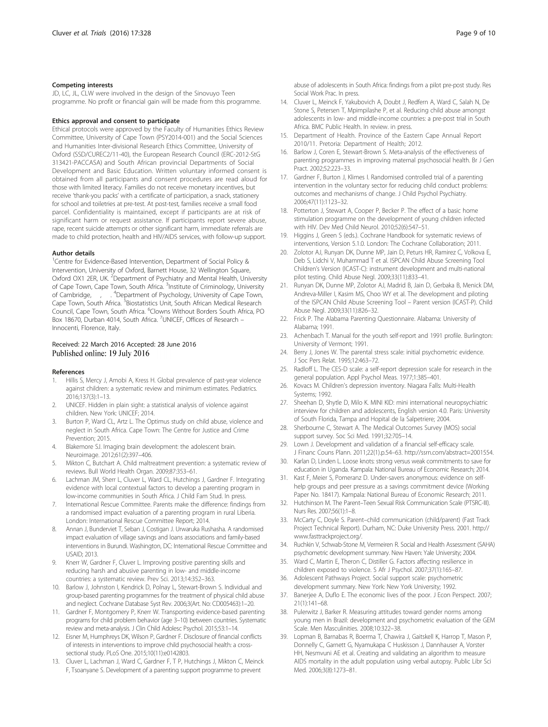#### Competing interests

JD, LC, JL, CLW were involved in the design of the Sinovuyo Teen programme. No profit or financial gain will be made from this programme.

#### Ethics approval and consent to participate

Ethical protocols were approved by the Faculty of Humanities Ethics Review Committee, University of Cape Town (PSY2014-001) and the Social Sciences and Humanities Inter-divisional Research Ethics Committee, University of Oxford (SSD/CUREC2/11-40), the European Research Council (ERC-2012-StG 313421-PACCASA) and South African provincial Departments of Social Development and Basic Education. Written voluntary informed consent is obtained from all participants and consent procedures are read aloud for those with limited literacy. Families do not receive monetary incentives, but receive 'thank-you packs' with a certificate of participation, a snack, stationery for school and toiletries at pre-test. At post-test, families receive a small food parcel. Confidentiality is maintained, except if participants are at risk of significant harm or request assistance. If participants report severe abuse, rape, recent suicide attempts or other significant harm, immediate referrals are made to child protection, health and HIV/AIDS services, with follow-up support.

#### Author details

[1]Centre for Evidence-Based Intervention, Department of Social Policy & Intervention, University of Oxford, Barnett House, 32 Wellington Square, Oxford OX1 2ER, UK. [2]Department of Psychiatry and Mental Health, University of Cape Town, Cape Town, South Africa. [3]Institute of Criminology, University of Cambridge, , . [4]Department of Psychology, University of Cape Town, Cape Town, South Africa. [5]Biostatistics Unit, South African Medical Research Council, Cape Town, South Africa. [6]Clowns Without Borders South Africa, PO Box 18670, Durban 4014, South Africa. [7]UNICEF, Offices of Research – Innocenti, Florence, Italy.

Received: 22 March 2016 Accepted: 28 June 2016
Published online: 19 July 2016

#### References

1. Hillis S, Mercy J, Amobi A, Kress H. Global prevalence of past-year violence against children: a systematic review and minimum estimates. Pediatrics. 2016;137(3):1–13.
2. UNICEF. Hidden in plain sight: a statistical analysis of violence against children. New York: UNICEF; 2014.
3. Burton P, Ward CL, Artz L. The Optimus study on child abuse, violence and neglect in South Africa. Cape Town: The Centre for Justice and Crime Prevention; 2015.
4. Blakemore SJ. Imaging brain development: the adolescent brain. Neuroimage. 2012;61(2):397–406.
5. Mikton C, Butchart A. Child maltreatment prevention: a systematic review of reviews. Bull World Health Organ. 2009;87:353–61.
6. Lachman JM, Sherr L, Cluver L, Ward CL, Hutchings J, Gardner F. Integrating evidence with local contextual factors to develop a parenting program in low-income communities in South Africa. J Child Fam Stud. In press.
7. International Rescue Committee. Parents make the difference: findings from a randomised impact evaluation of a parenting program in rural Liberia. London: International Rescue Committee Report; 2014.
8. Annan J, Bunderviet T, Seban J, Costigan J. Urwaruka Rushasha. A randomised impact evaluation of village savings and loans associations and family-based interventions in Burundi. Washington, DC: International Rescue Committee and USAID; 2013.
9. Knerr W, Gardner F, Cluver L. Improving positive parenting skills and reducing harsh and abusive parenting in low- and middle-income countries: a systematic review. Prev Sci. 2013;14:352–363.
10. Barlow J, Johnston I, Kendrick D, Polnay L, Stewart-Brown S. Individual and group-based parenting programmes for the treatment of physical child abuse and neglect. Cochrane Database Syst Rev. 2006;3(Art. No: CD005463):1–20.
11. Gardner F, Montgomery P, Knerr W. Transporting evidence-based parenting programs for child problem behavior (age 3–10) between countries. Systematic review and meta-analysis. J Clin Child Adolesc Psychol. 2015;53:1–14.
12. Eisner M, Humphreys DK, Wilson P, Gardner F. Disclosure of financial conflicts of interests in interventions to improve child psychosocial health: a cross-sectional study. PLoS One. 2015;10(11):e0142803.
13. Cluver L, Lachman J, Ward C, Gardner F, T P, Hutchings J, Mikton C, Meinck F, Tsoanyane S. Development of a parenting support programme to prevent abuse of adolescents in South Africa: findings from a pilot pre-post study. Res Social Work Prac. In press.
14. Cluver L, Meinck F, Yakubovich A, Doubt J, Redfern A, Ward C, Salah N, De Stone S, Petersen T, Mpimpilashe P, et al. Reducing child abuse amongst adolescents in low- and middle-income countries: a pre-post trial in South Africa. BMC Public Health. In review. in press.
15. Department of Health. Province of the Eastern Cape Annual Report 2010/11. Pretoria: Department of Health; 2012.
16. Barlow J, Coren E, Stewart-Brown S. Meta-analysis of the effectiveness of parenting programmes in improving maternal psychosocial health. Br J Gen Pract. 2002;52:223–33.
17. Gardner F, Burton J, Klimes I. Randomised controlled trial of a parenting intervention in the voluntary sector for reducing child conduct problems: outcomes and mechanisms of change. J Child Psychol Psychiatry. 2006;47(11):1123–32.
18. Potterton J, Stewart A, Cooper P, Becker P. The effect of a basic home stimulation programme on the development of young children infected with HIV. Dev Med Child Neurol. 2010;52(6):547–51.
19. Higgins J, Green S (eds.). Cochrane Handbook for systematic reviews of interventions, Version 5.1.0. London: The Cochrane Collaboration; 2011.
20. Zolotor AJ, Runyan DK, Dunne MP, Jain D, Peturs HR, Ramirez C, Volkova E, Deb S, Lidchi V, Muhammad T et al. ISPCAN Child Abuse Screening Tool Children's Version (ICAST-C): instrument development and multi-national pilot testing. Child Abuse Negl. 2009;33(11):833–41.
21. Runyan DK, Dunne MP, Zolotor AJ, Madrid B, Jain D, Gerbaka B, Menick DM, Andreva-Miller I, Kasim MS, Choo WY et al. The development and piloting of the ISPCAN Child Abuse Screening Tool – Parent version (ICAST-P). Child Abuse Negl. 2009;33(11):826–32.
22. Frick P. The Alabama Parenting Questionnaire. Alabama: University of Alabama; 1991.
23. Achenbach T. Manual for the youth self-report and 1991 profile. Burlington: University of Vermont; 1991.
24. Berry J, Jones W. The parental stress scale: initial psychometric evidence. J Soc Pers Relat. 1995;12:463–72.
25. Radloff L. The CES-D scale: a self-report depression scale for research in the general population. Appl Psychol Meas. 1977;1:385–401.
26. Kovacs M. Children's depression inventory. Niagara Falls: Multi-Health Systems; 1992.
27. Sheehan D, Shytle D, Milo K. MINI KID: mini international neuropsychiatric interview for children and adolescents, English version 4.0. Paris: University of South Florida, Tampa and Hopital de la Salpetriere; 2004.
28. Sherbourne C, Stewart A. The Medical Outcomes Survey (MOS) social support survey. Soc Sci Med. 1991;32:705–14.
29. Lown J. Development and validation of a financial self-efficacy scale. J Financ Couns Plann. 2011;22(1).p.54–63. http://ssrn.com/abstract=2001554.
30. Karlan D, Linden L. Loose knots: strong versus weak commitments to save for education in Uganda. Kampala: National Bureau of Economic Research; 2014.
31. Kast F, Meier S, Pomeranz D. Under-savers anonymous: evidence on self-help groups and peer pressure as a savings commitment device (Working Paper No. 18417). Kampala: National Bureau of Economic Research; 2011.
32. Hutchinson M. The Parent–Teen Sexual Risk Communication Scale (PTSRC-III). Nurs Res. 2007;56(1):1–8.
33. McCarty C, Doyle S. Parent–child communication (child/parent) (Fast Track Project Technical Report). Durham, NC: Duke University Press. 2001. http://www.fasttrackproject.org/.
34. Ruchkin V, Schwab-Stone M, Vermeiren R. Social and Health Assessment (SAHA) psychometric development summary. New Haven: Yale University; 2004.
35. Ward C, Martin E, Theron C, Distiller G. Factors affecting resilience in children exposed to violence. S Afr J Psychol. 2007;37(1):165–87.
36. Adolescent Pathways Project. Social support scale: psychometric development summary. New York: New York University; 1992.
37. Banerjee A, Duflo E. The economic lives of the poor. J Econ Perspect. 2007; 21(1):141–68.
38. Pulerwitz J, Barker R. Measuring attitudes toward gender norms among young men in Brazil: development and psychometric evaluation of the GEM Scale. Men Masculinities. 2008;10:322–38.
39. Lopman B, Barnabas R, Boerma T, Chawira J, Gaitskell K, Harrop T, Mason P, Donnelly C, Garnett G, Nyamukapa C Huskisson J, Dannhauser A, Vorster HH, Nesmvuni AE et al. Creating and validating an algorithm to measure AIDS mortality in the adult population using verbal autopsy. Public Libr Sci Med. 2006;3(8):1273–81.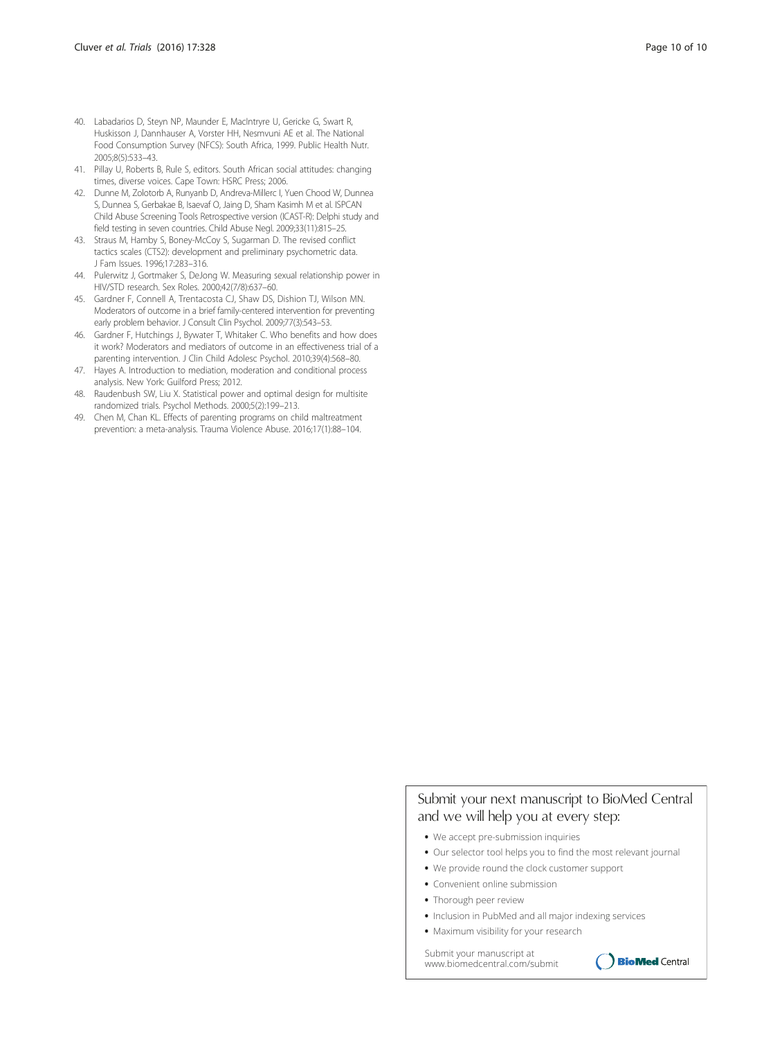40. Labadarios D, Steyn NP, Maunder E, MacIntryre U, Gericke G, Swart R, Huskisson J, Dannhauser A, Vorster HH, Nesmvuni AE et al. The National Food Consumption Survey (NFCS): South Africa, 1999. Public Health Nutr. 2005;8(5):533–43.
41. Pillay U, Roberts B, Rule S, editors. South African social attitudes: changing times, diverse voices. Cape Town: HSRC Press; 2006.
42. Dunne M, Zolotorb A, Runyanb D, Andreva-Millerc I, Yuen Chood W, Dunnea S, Dunnea S, Gerbakae B, Isaevaf O, Jaing D, Sham Kasimh M et al. ISPCAN Child Abuse Screening Tools Retrospective version (ICAST-R): Delphi study and field testing in seven countries. Child Abuse Negl. 2009;33(11):815–25.
43. Straus M, Hamby S, Boney-McCoy S, Sugarman D. The revised conflict tactics scales (CTS2): development and preliminary psychometric data. J Fam Issues. 1996;17:283–316.
44. Pulerwitz J, Gortmaker S, DeJong W. Measuring sexual relationship power in HIV/STD research. Sex Roles. 2000;42(7/8):637–60.
45. Gardner F, Connell A, Trentacosta CJ, Shaw DS, Dishion TJ, Wilson MN. Moderators of outcome in a brief family-centered intervention for preventing early problem behavior. J Consult Clin Psychol. 2009;77(3):543–53.
46. Gardner F, Hutchings J, Bywater T, Whitaker C. Who benefits and how does it work? Moderators and mediators of outcome in an effectiveness trial of a parenting intervention. J Clin Child Adolesc Psychol. 2010;39(4):568–80.
47. Hayes A. Introduction to mediation, moderation and conditional process analysis. New York: Guilford Press; 2012.
48. Raudenbush SW, Liu X. Statistical power and optimal design for multisite randomized trials. Psychol Methods. 2000;5(2):199–213.
49. Chen M, Chan KL. Effects of parenting programs on child maltreatment prevention: a meta-analysis. Trauma Violence Abuse. 2016;17(1):88–104.

Submit your next manuscript to BioMed Central and we will help you at every step:

- We accept pre-submission inquiries
- Our selector tool helps you to find the most relevant journal
- We provide round the clock customer support
- Convenient online submission
- Thorough peer review
- Inclusion in PubMed and all major indexing services
- Maximum visibility for your research

Submit your manuscript at
www.biomedcentral.com/submit

BioMed Central